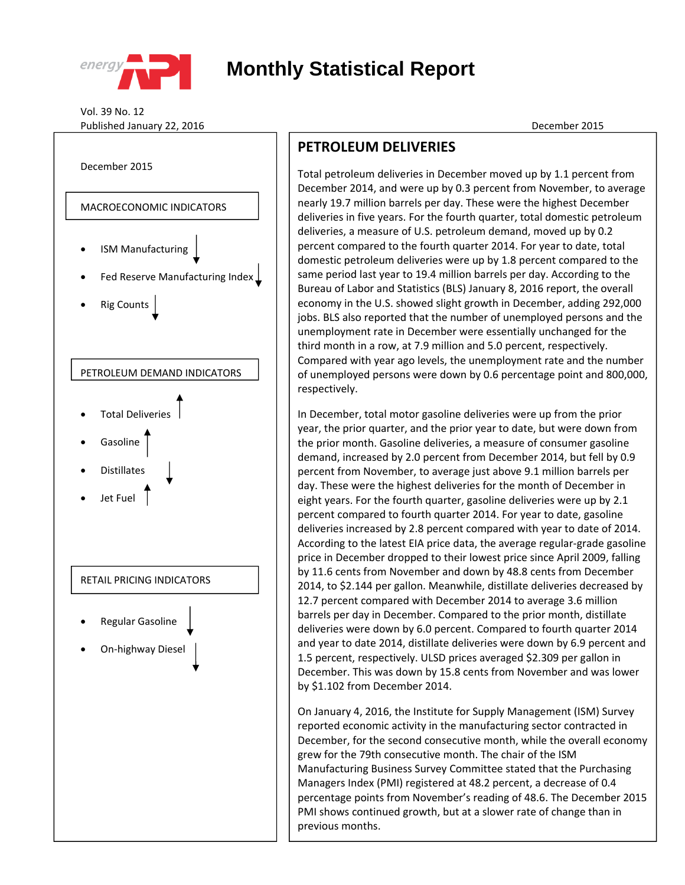# Monthly Statistical Report

Vol. 39 No. 12
Published January 22, 2016

December 2015

December 2015

**MACROECONOMIC INDICATORS**

- ISM Manufacturing ↓
- Fed Reserve Manufacturing Index ↓
- Rig Counts ↓

**PETROLEUM DEMAND INDICATORS**

- Total Deliveries ↑
- Gasoline ↑
- Distillates ↓
- Jet Fuel ↑

**RETAIL PRICING INDICATORS**

- Regular Gasoline ↓
- On-highway Diesel ↓

## PETROLEUM DELIVERIES

Total petroleum deliveries in December moved up by 1.1 percent from December 2014, and were up by 0.3 percent from November, to average nearly 19.7 million barrels per day. These were the highest December deliveries in five years. For the fourth quarter, total domestic petroleum deliveries, a measure of U.S. petroleum demand, moved up by 0.2 percent compared to the fourth quarter 2014. For year to date, total domestic petroleum deliveries were up by 1.8 percent compared to the same period last year to 19.4 million barrels per day. According to the Bureau of Labor and Statistics (BLS) January 8, 2016 report, the overall economy in the U.S. showed slight growth in December, adding 292,000 jobs. BLS also reported that the number of unemployed persons and the unemployment rate in December were essentially unchanged for the third month in a row, at 7.9 million and 5.0 percent, respectively. Compared with year ago levels, the unemployment rate and the number of unemployed persons were down by 0.6 percentage point and 800,000, respectively.

In December, total motor gasoline deliveries were up from the prior year, the prior quarter, and the prior year to date, but were down from the prior month. Gasoline deliveries, a measure of consumer gasoline demand, increased by 2.0 percent from December 2014, but fell by 0.9 percent from November, to average just above 9.1 million barrels per day. These were the highest deliveries for the month of December in eight years. For the fourth quarter, gasoline deliveries were up by 2.1 percent compared to fourth quarter 2014. For year to date, gasoline deliveries increased by 2.8 percent compared with year to date of 2014. According to the latest EIA price data, the average regular-grade gasoline price in December dropped to their lowest price since April 2009, falling by 11.6 cents from November and down by 48.8 cents from December 2014, to $2.144 per gallon. Meanwhile, distillate deliveries decreased by 12.7 percent compared with December 2014 to average 3.6 million barrels per day in December. Compared to the prior month, distillate deliveries were down by 6.0 percent. Compared to fourth quarter 2014 and year to date 2014, distillate deliveries were down by 6.9 percent and 1.5 percent, respectively. ULSD prices averaged $2.309 per gallon in December. This was down by 15.8 cents from November and was lower by $1.102 from December 2014.

On January 4, 2016, the Institute for Supply Management (ISM) Survey reported economic activity in the manufacturing sector contracted in December, for the second consecutive month, while the overall economy grew for the 79th consecutive month. The chair of the ISM Manufacturing Business Survey Committee stated that the Purchasing Managers Index (PMI) registered at 48.2 percent, a decrease of 0.4 percentage points from November's reading of 48.6. The December 2015 PMI shows continued growth, but at a slower rate of change than in previous months.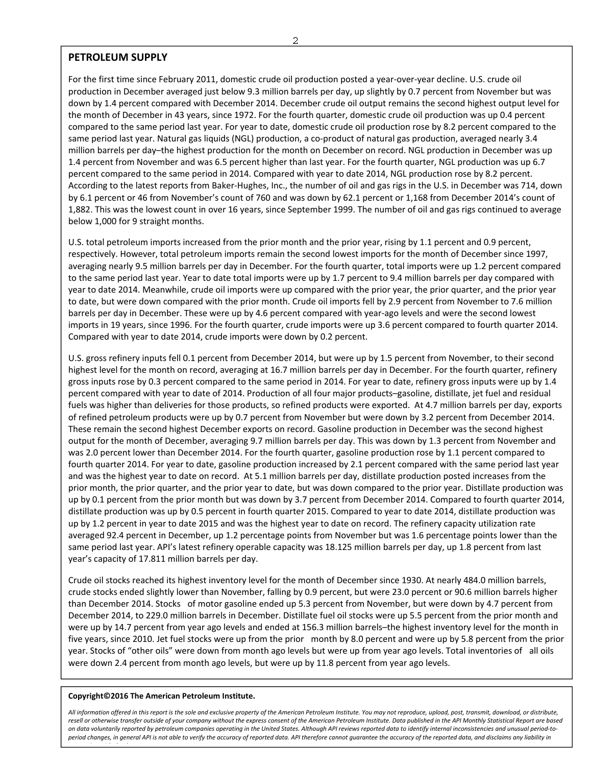## PETROLEUM SUPPLY

For the first time since February 2011, domestic crude oil production posted a year-over-year decline. U.S. crude oil production in December averaged just below 9.3 million barrels per day, up slightly by 0.7 percent from November but was down by 1.4 percent compared with December 2014. December crude oil output remains the second highest output level for the month of December in 43 years, since 1972. For the fourth quarter, domestic crude oil production was up 0.4 percent compared to the same period last year. For year to date, domestic crude oil production rose by 8.2 percent compared to the same period last year. Natural gas liquids (NGL) production, a co-product of natural gas production, averaged nearly 3.4 million barrels per day–the highest production for the month on December on record. NGL production in December was up 1.4 percent from November and was 6.5 percent higher than last year. For the fourth quarter, NGL production was up 6.7 percent compared to the same period in 2014. Compared with year to date 2014, NGL production rose by 8.2 percent. According to the latest reports from Baker-Hughes, Inc., the number of oil and gas rigs in the U.S. in December was 714, down by 6.1 percent or 46 from November's count of 760 and was down by 62.1 percent or 1,168 from December 2014's count of 1,882. This was the lowest count in over 16 years, since September 1999. The number of oil and gas rigs continued to average below 1,000 for 9 straight months.

U.S. total petroleum imports increased from the prior month and the prior year, rising by 1.1 percent and 0.9 percent, respectively. However, total petroleum imports remain the second lowest imports for the month of December since 1997, averaging nearly 9.5 million barrels per day in December. For the fourth quarter, total imports were up 1.2 percent compared to the same period last year. Year to date total imports were up by 1.7 percent to 9.4 million barrels per day compared with year to date 2014. Meanwhile, crude oil imports were up compared with the prior year, the prior quarter, and the prior year to date, but were down compared with the prior month. Crude oil imports fell by 2.9 percent from November to 7.6 million barrels per day in December. These were up by 4.6 percent compared with year-ago levels and were the second lowest imports in 19 years, since 1996. For the fourth quarter, crude imports were up 3.6 percent compared to fourth quarter 2014. Compared with year to date 2014, crude imports were down by 0.2 percent.

U.S. gross refinery inputs fell 0.1 percent from December 2014, but were up by 1.5 percent from November, to their second highest level for the month on record, averaging at 16.7 million barrels per day in December. For the fourth quarter, refinery gross inputs rose by 0.3 percent compared to the same period in 2014. For year to date, refinery gross inputs were up by 1.4 percent compared with year to date of 2014. Production of all four major products–gasoline, distillate, jet fuel and residual fuels was higher than deliveries for those products, so refined products were exported. At 4.7 million barrels per day, exports of refined petroleum products were up by 0.7 percent from November but were down by 3.2 percent from December 2014. These remain the second highest December exports on record. Gasoline production in December was the second highest output for the month of December, averaging 9.7 million barrels per day. This was down by 1.3 percent from November and was 2.0 percent lower than December 2014. For the fourth quarter, gasoline production rose by 1.1 percent compared to fourth quarter 2014. For year to date, gasoline production increased by 2.1 percent compared with the same period last year and was the highest year to date on record. At 5.1 million barrels per day, distillate production posted increases from the prior month, the prior quarter, and the prior year to date, but was down compared to the prior year. Distillate production was up by 0.1 percent from the prior month but was down by 3.7 percent from December 2014. Compared to fourth quarter 2014, distillate production was up by 0.5 percent in fourth quarter 2015. Compared to year to date 2014, distillate production was up by 1.2 percent in year to date 2015 and was the highest year to date on record. The refinery capacity utilization rate averaged 92.4 percent in December, up 1.2 percentage points from November but was 1.6 percentage points lower than the same period last year. API's latest refinery operable capacity was 18.125 million barrels per day, up 1.8 percent from last year's capacity of 17.811 million barrels per day.

Crude oil stocks reached its highest inventory level for the month of December since 1930. At nearly 484.0 million barrels, crude stocks ended slightly lower than November, falling by 0.9 percent, but were 23.0 percent or 90.6 million barrels higher than December 2014. Stocks of motor gasoline ended up 5.3 percent from November, but were down by 4.7 percent from December 2014, to 229.0 million barrels in December. Distillate fuel oil stocks were up 5.5 percent from the prior month and were up by 14.7 percent from year ago levels and ended at 156.3 million barrels–the highest inventory level for the month in five years, since 2010. Jet fuel stocks were up from the prior month by 8.0 percent and were up by 5.8 percent from the prior year. Stocks of "other oils" were down from month ago levels but were up from year ago levels. Total inventories of all oils were down 2.4 percent from month ago levels, but were up by 11.8 percent from year ago levels.

**Copyright©2016 The American Petroleum Institute.**

*All information offered in this report is the sole and exclusive property of the American Petroleum Institute. You may not reproduce, upload, post, transmit, download, or distribute, resell or otherwise transfer outside of your company without the express consent of the American Petroleum Institute. Data published in the API Monthly Statistical Report are based on data voluntarily reported by petroleum companies operating in the United States. Although API reviews reported data to identify internal inconsistencies and unusual period-to-period changes, in general API is not able to verify the accuracy of reported data. API therefore cannot guarantee the accuracy of the reported data, and disclaims any liability in*